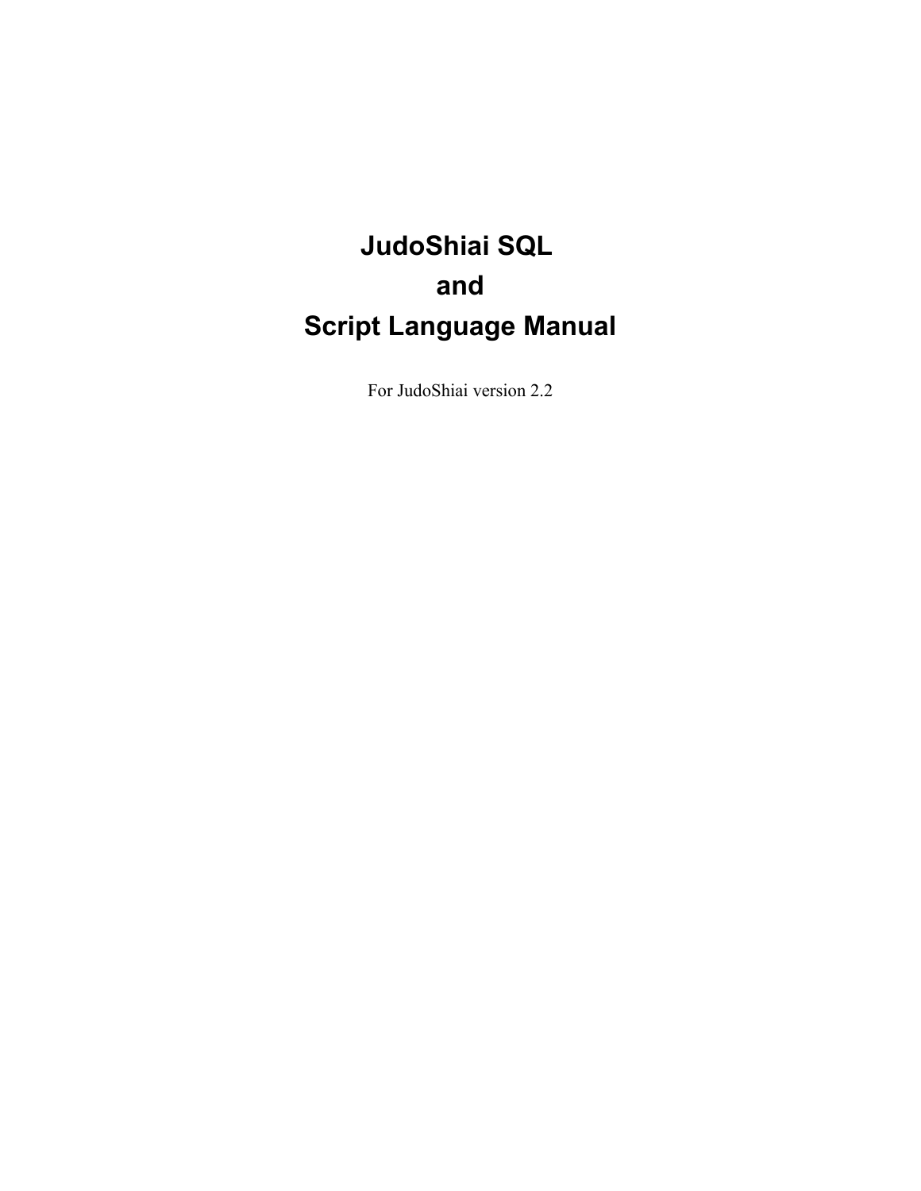# JudoShiai SQL and Script Language Manual

For JudoShiai version 2.2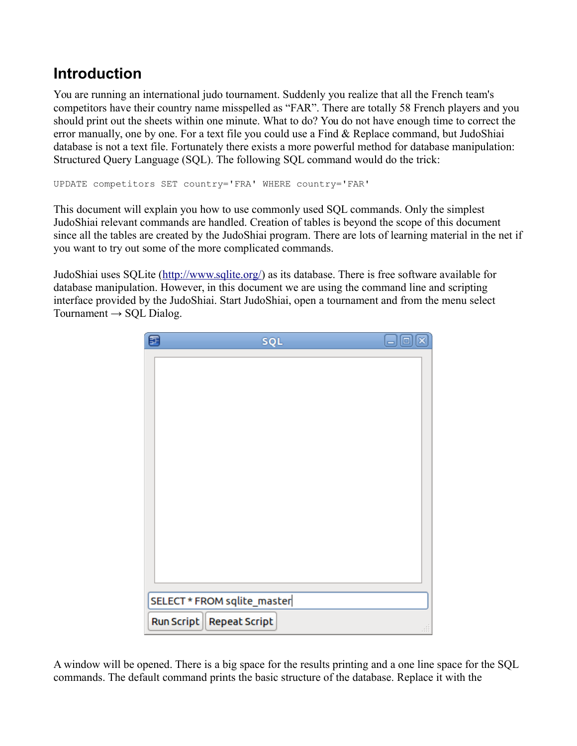# Introduction

You are running an international judo tournament. Suddenly you realize that all the French team's competitors have their country name misspelled as “FAR”. There are totally 58 French players and you should print out the sheets within one minute. What to do? You do not have enough time to correct the error manually, one by one. For a text file you could use a Find & Replace command, but JudoShiai database is not a text file. Fortunately there exists a more powerful method for database manipulation: Structured Query Language (SQL). The following SQL command would do the trick:

```
UPDATE competitors SET country='FRA' WHERE country='FAR'
```

This document will explain you how to use commonly used SQL commands. Only the simplest JudoShiai relevant commands are handled. Creation of tables is beyond the scope of this document since all the tables are created by the JudoShiai program. There are lots of learning material in the net if you want to try out some of the more complicated commands.

JudoShiai uses SQLite (http://www.sqlite.org/) as its database. There is free software available for database manipulation. However, in this document we are using the command line and scripting interface provided by the JudoShiai. Start JudoShiai, open a tournament and from the menu select Tournament → SQL Dialog.

A window will be opened. There is a big space for the results printing and a one line space for the SQL commands. The default command prints the basic structure of the database. Replace it with the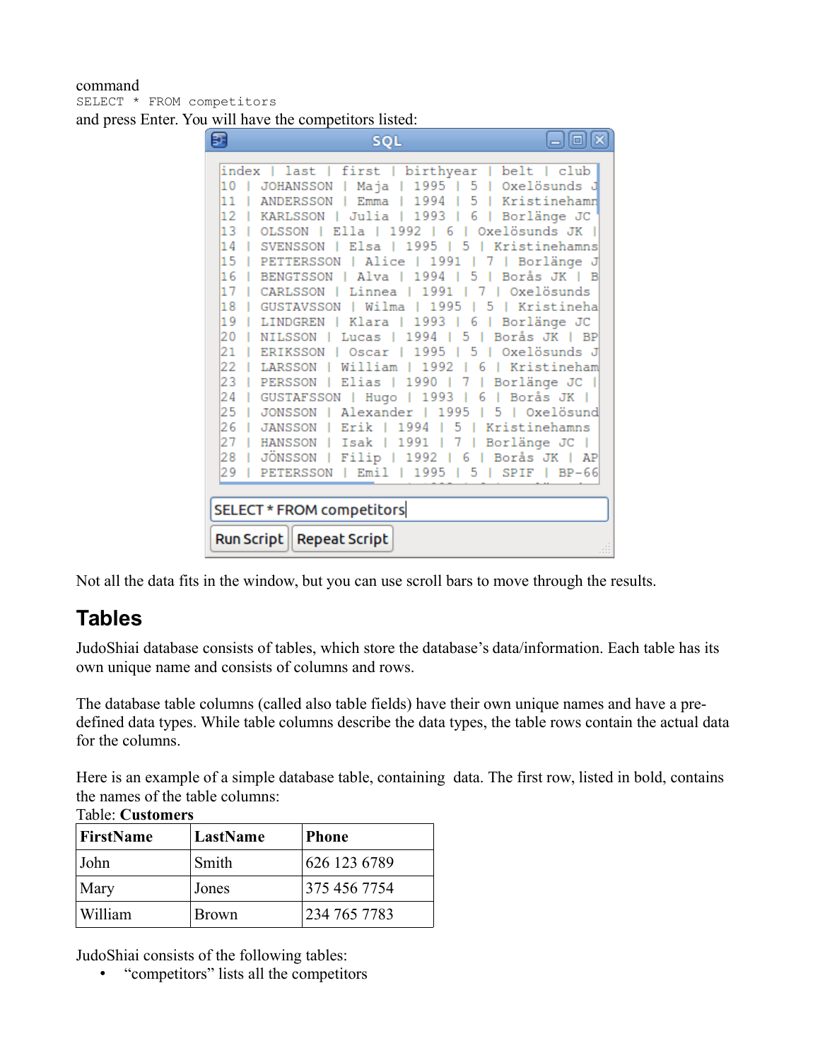command
```
SELECT * FROM competitors
```
and press Enter. You will have the competitors listed:

```
index | last | first | birthyear | belt | club
10 | JOHANSSON | Maja | 1995 | 5 | Oxelösunds J
11 | ANDERSSON | Emma | 1994 | 5 | Kristinehamn
12 | KARLSSON | Julia | 1993 | 6 | Borlänge JC
13 | OLSSON | Ella | 1992 | 6 | Oxelösunds JK |
14 | SVENSSON | Elsa | 1995 | 5 | Kristinehamns
15 | PETTERSSON | Alice | 1991 | 7 | Borlänge J
16 | BENGTSSON | Alva | 1994 | 5 | Borås JK | B
17 | CARLSSON | Linnea | 1991 | 7 | Oxelösunds
18 | GUSTAVSSON | Wilma | 1995 | 5 | Kristineha
19 | LINDGREN | Klara | 1993 | 6 | Borlänge JC
20 | NILSSON | Lucas | 1994 | 5 | Borås JK | BP
21 | ERIKSSON | Oscar | 1995 | 5 | Oxelösunds J
22 | LARSSON | William | 1992 | 6 | Kristineham
23 | PERSSON | Elias | 1990 | 7 | Borlänge JC |
24 | GUSTAFSSON | Hugo | 1993 | 6 | Borås JK |
25 | JONSSON | Alexander | 1995 | 5 | Oxelösund
26 | JANSSON | Erik | 1994 | 5 | Kristinehamns
27 | HANSSON | Isak | 1991 | 7 | Borlänge JC |
28 | JÖNSSON | Filip | 1992 | 6 | Borås JK | AP
29 | PETERSSON | Emil | 1995 | 5 | SPIF | BP-66
```

SELECT * FROM competitors

Run Script | Repeat Script

Not all the data fits in the window, but you can use scroll bars to move through the results.

## Tables

JudoShiai database consists of tables, which store the database's data/information. Each table has its own unique name and consists of columns and rows.

The database table columns (called also table fields) have their own unique names and have a pre-defined data types. While table columns describe the data types, the table rows contain the actual data for the columns.

Here is an example of a simple database table, containing data. The first row, listed in bold, contains the names of the table columns:

Table: **Customers**

| **FirstName** | **LastName** | **Phone** |
|---|---|---|
| John | Smith | 626 123 6789 |
| Mary | Jones | 375 456 7754 |
| William | Brown | 234 765 7783 |

JudoShiai consists of the following tables:

- "competitors" lists all the competitors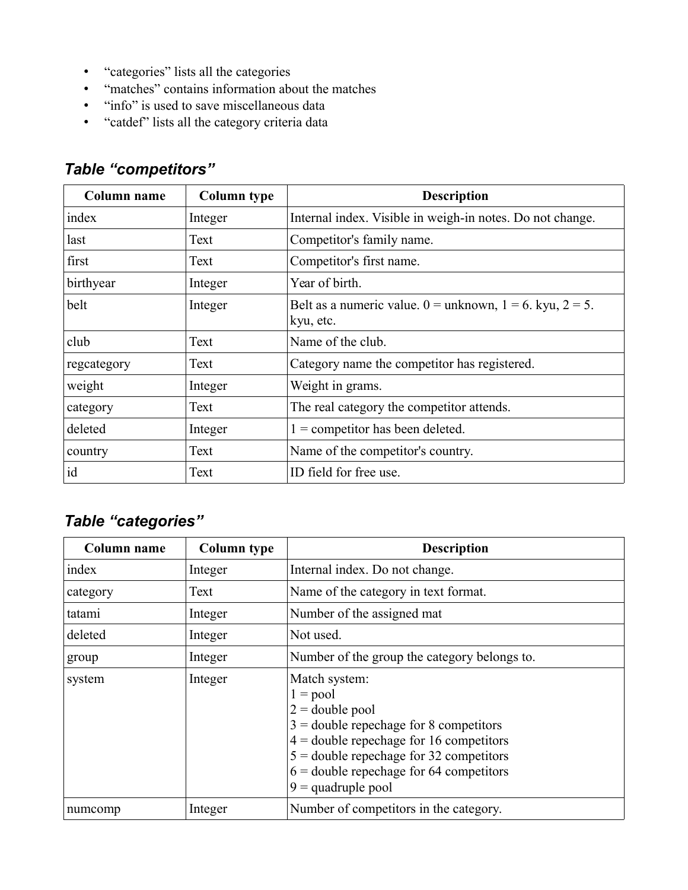- "categories" lists all the categories
- "matches" contains information about the matches
- "info" is used to save miscellaneous data
- "catdef" lists all the category criteria data

### *Table "competitors"*

| Column name | Column type | Description |
|---|---|---|
| index | Integer | Internal index. Visible in weigh-in notes. Do not change. |
| last | Text | Competitor's family name. |
| first | Text | Competitor's first name. |
| birthyear | Integer | Year of birth. |
| belt | Integer | Belt as a numeric value. 0 = unknown, 1 = 6. kyu, 2 = 5. kyu, etc. |
| club | Text | Name of the club. |
| regcategory | Text | Category name the competitor has registered. |
| weight | Integer | Weight in grams. |
| category | Text | The real category the competitor attends. |
| deleted | Integer | 1 = competitor has been deleted. |
| country | Text | Name of the competitor's country. |
| id | Text | ID field for free use. |

### *Table "categories"*

| Column name | Column type | Description |
|---|---|---|
| index | Integer | Internal index. Do not change. |
| category | Text | Name of the category in text format. |
| tatami | Integer | Number of the assigned mat |
| deleted | Integer | Not used. |
| group | Integer | Number of the group the category belongs to. |
| system | Integer | Match system:<br>1 = pool<br>2 = double pool<br>3 = double repechage for 8 competitors<br>4 = double repechage for 16 competitors<br>5 = double repechage for 32 competitors<br>6 = double repechage for 64 competitors<br>9 = quadruple pool |
| numcomp | Integer | Number of competitors in the category. |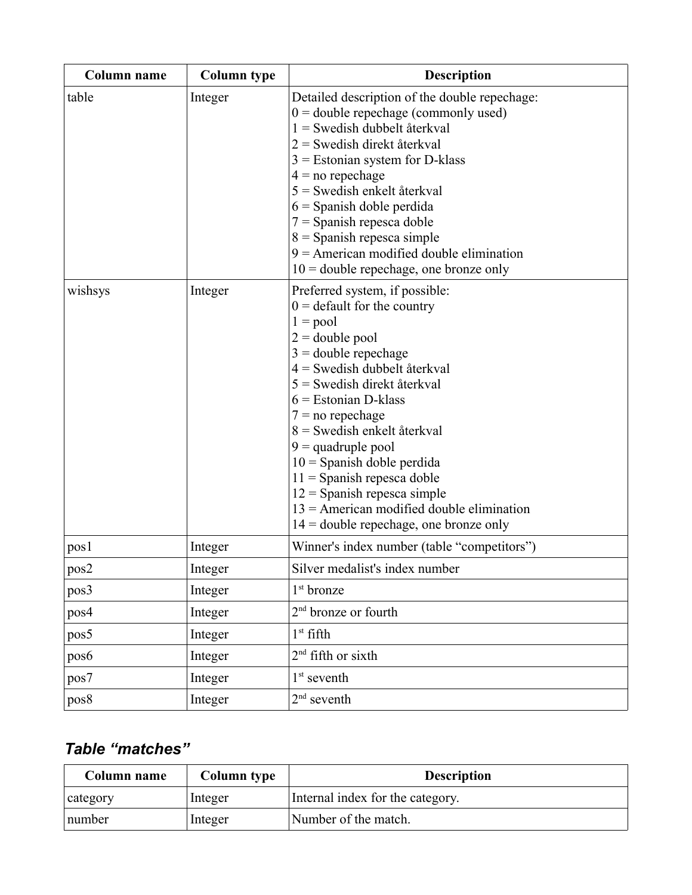| Column name | Column type | Description |
| --- | --- | --- |
| table | Integer | Detailed description of the double repechage:<br>0 = double repechage (commonly used)<br>1 = Swedish dubbelt återkval<br>2 = Swedish direkt återkval<br>3 = Estonian system for D-klass<br>4 = no repechage<br>5 = Swedish enkelt återkval<br>6 = Spanish doble perdida<br>7 = Spanish repesca doble<br>8 = Spanish repesca simple<br>9 = American modified double elimination<br>10 = double repechage, one bronze only |
| wishsys | Integer | Preferred system, if possible:<br>0 = default for the country<br>1 = pool<br>2 = double pool<br>3 = double repechage<br>4 = Swedish dubbelt återkval<br>5 = Swedish direkt återkval<br>6 = Estonian D-klass<br>7 = no repechage<br>8 = Swedish enkelt återkval<br>9 = quadruple pool<br>10 = Spanish doble perdida<br>11 = Spanish repesca doble<br>12 = Spanish repesca simple<br>13 = American modified double elimination<br>14 = double repechage, one bronze only |
| pos1 | Integer | Winner's index number (table "competitors") |
| pos2 | Integer | Silver medalist's index number |
| pos3 | Integer | 1st bronze |
| pos4 | Integer | 2nd bronze or fourth |
| pos5 | Integer | 1st fifth |
| pos6 | Integer | 2nd fifth or sixth |
| pos7 | Integer | 1st seventh |
| pos8 | Integer | 2nd seventh |

### *Table "matches"*

| Column name | Column type | Description |
| --- | --- | --- |
| category | Integer | Internal index for the category. |
| number | Integer | Number of the match. |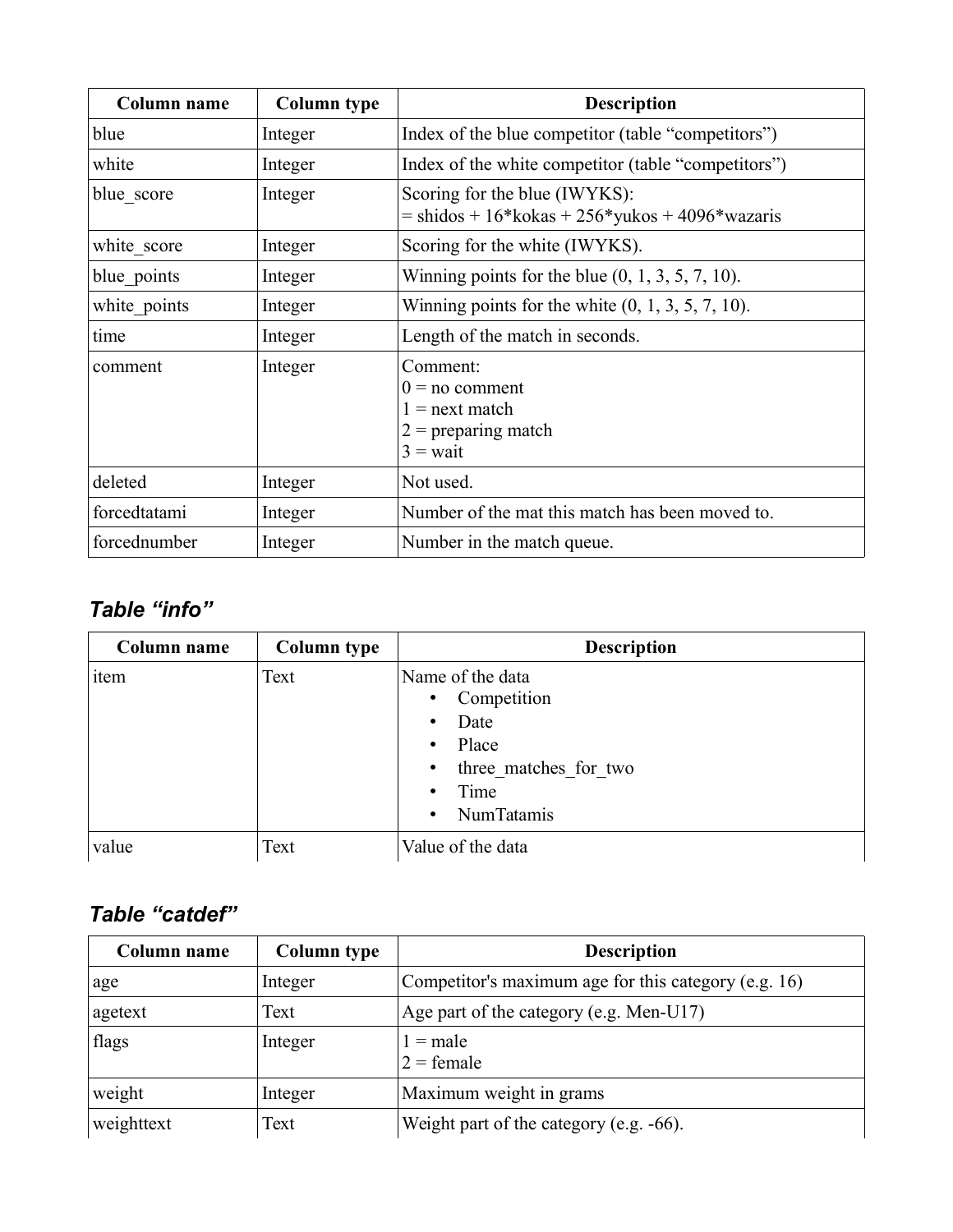| Column name | Column type | Description |
| --- | --- | --- |
| blue | Integer | Index of the blue competitor (table “competitors”) |
| white | Integer | Index of the white competitor (table “competitors”) |
| blue_score | Integer | Scoring for the blue (IWYKS):<br>= shidos + 16*kokas + 256*yukos + 4096*wazaris |
| white_score | Integer | Scoring for the white (IWYKS). |
| blue_points | Integer | Winning points for the blue (0, 1, 3, 5, 7, 10). |
| white_points | Integer | Winning points for the white (0, 1, 3, 5, 7, 10). |
| time | Integer | Length of the match in seconds. |
| comment | Integer | Comment:<br>0 = no comment<br>1 = next match<br>2 = preparing match<br>3 = wait |
| deleted | Integer | Not used. |
| forcedtatami | Integer | Number of the mat this match has been moved to. |
| forcednumber | Integer | Number in the match queue. |

### *Table “info”*

| Column name | Column type | Description |
| --- | --- | --- |
| item | Text | Name of the data<br>• Competition<br>• Date<br>• Place<br>• three_matches_for_two<br>• Time<br>• NumTatamis |
| value | Text | Value of the data |

### *Table “catdef”*

| Column name | Column type | Description |
| --- | --- | --- |
| age | Integer | Competitor's maximum age for this category (e.g. 16) |
| agetext | Text | Age part of the category (e.g. Men-U17) |
| flags | Integer | 1 = male<br>2 = female |
| weight | Integer | Maximum weight in grams |
| weighttext | Text | Weight part of the category (e.g. -66). |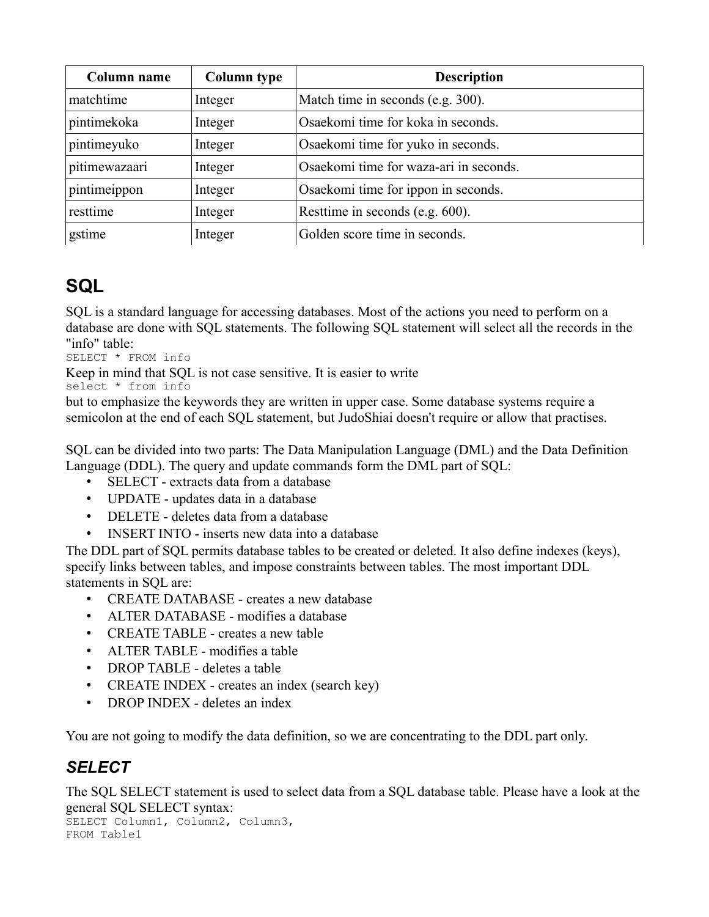| Column name | Column type | Description |
| --- | --- | --- |
| matchtime | Integer | Match time in seconds (e.g. 300). |
| pintimekoka | Integer | Osaekomi time for koka in seconds. |
| pintimeyuko | Integer | Osaekomi time for yuko in seconds. |
| pitimewazaari | Integer | Osaekomi time for waza-ari in seconds. |
| pintimeippon | Integer | Osaekomi time for ippon in seconds. |
| resttime | Integer | Resttime in seconds (e.g. 600). |
| gstime | Integer | Golden score time in seconds. |

## SQL

SQL is a standard language for accessing databases. Most of the actions you need to perform on a database are done with SQL statements. The following SQL statement will select all the records in the "info" table:

```
SELECT * FROM info
```

Keep in mind that SQL is not case sensitive. It is easier to write

```
select * from info
```

but to emphasize the keywords they are written in upper case. Some database systems require a semicolon at the end of each SQL statement, but JudoShiai doesn't require or allow that practises.

SQL can be divided into two parts: The Data Manipulation Language (DML) and the Data Definition Language (DDL). The query and update commands form the DML part of SQL:

- SELECT - extracts data from a database
- UPDATE - updates data in a database
- DELETE - deletes data from a database
- INSERT INTO - inserts new data into a database

The DDL part of SQL permits database tables to be created or deleted. It also define indexes (keys), specify links between tables, and impose constraints between tables. The most important DDL statements in SQL are:

- CREATE DATABASE - creates a new database
- ALTER DATABASE - modifies a database
- CREATE TABLE - creates a new table
- ALTER TABLE - modifies a table
- DROP TABLE - deletes a table
- CREATE INDEX - creates an index (search key)
- DROP INDEX - deletes an index

You are not going to modify the data definition, so we are concentrating to the DDL part only.

### *SELECT*

The SQL SELECT statement is used to select data from a SQL database table. Please have a look at the general SQL SELECT syntax:

```
SELECT Column1, Column2, Column3,
FROM Table1
```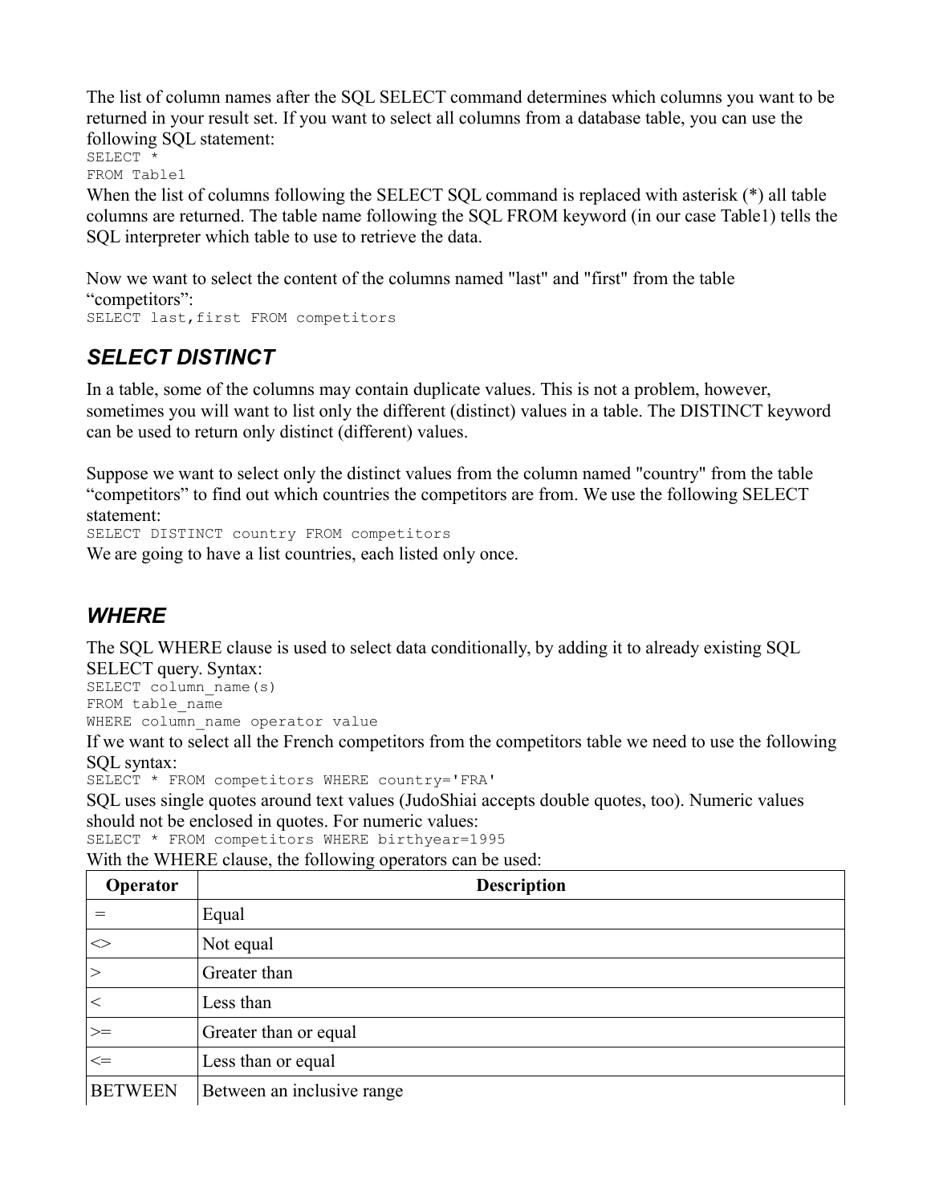The list of column names after the SQL SELECT command determines which columns you want to be returned in your result set. If you want to select all columns from a database table, you can use the following SQL statement:

```
SELECT *
FROM Table1
```

When the list of columns following the SELECT SQL command is replaced with asterisk (*) all table columns are returned. The table name following the SQL FROM keyword (in our case Table1) tells the SQL interpreter which table to use to retrieve the data.

Now we want to select the content of the columns named "last" and "first" from the table “competitors”:

```
SELECT last,first FROM competitors
```

### *SELECT DISTINCT*

In a table, some of the columns may contain duplicate values. This is not a problem, however, sometimes you will want to list only the different (distinct) values in a table. The DISTINCT keyword can be used to return only distinct (different) values.

Suppose we want to select only the distinct values from the column named "country" from the table “competitors” to find out which countries the competitors are from. We use the following SELECT statement:

```
SELECT DISTINCT country FROM competitors
```

We are going to have a list countries, each listed only once.

### *WHERE*

The SQL WHERE clause is used to select data conditionally, by adding it to already existing SQL SELECT query. Syntax:

```
SELECT column_name(s)
FROM table_name
WHERE column_name operator value
```

If we want to select all the French competitors from the competitors table we need to use the following SQL syntax:

```
SELECT * FROM competitors WHERE country='FRA'
```

SQL uses single quotes around text values (JudoShiai accepts double quotes, too). Numeric values should not be enclosed in quotes. For numeric values:

```
SELECT * FROM competitors WHERE birthyear=1995
```

With the WHERE clause, the following operators can be used:

| Operator | Description |
|---|---|
| = | Equal |
| <> | Not equal |
| > | Greater than |
| < | Less than |
| >= | Greater than or equal |
| <= | Less than or equal |
| BETWEEN | Between an inclusive range |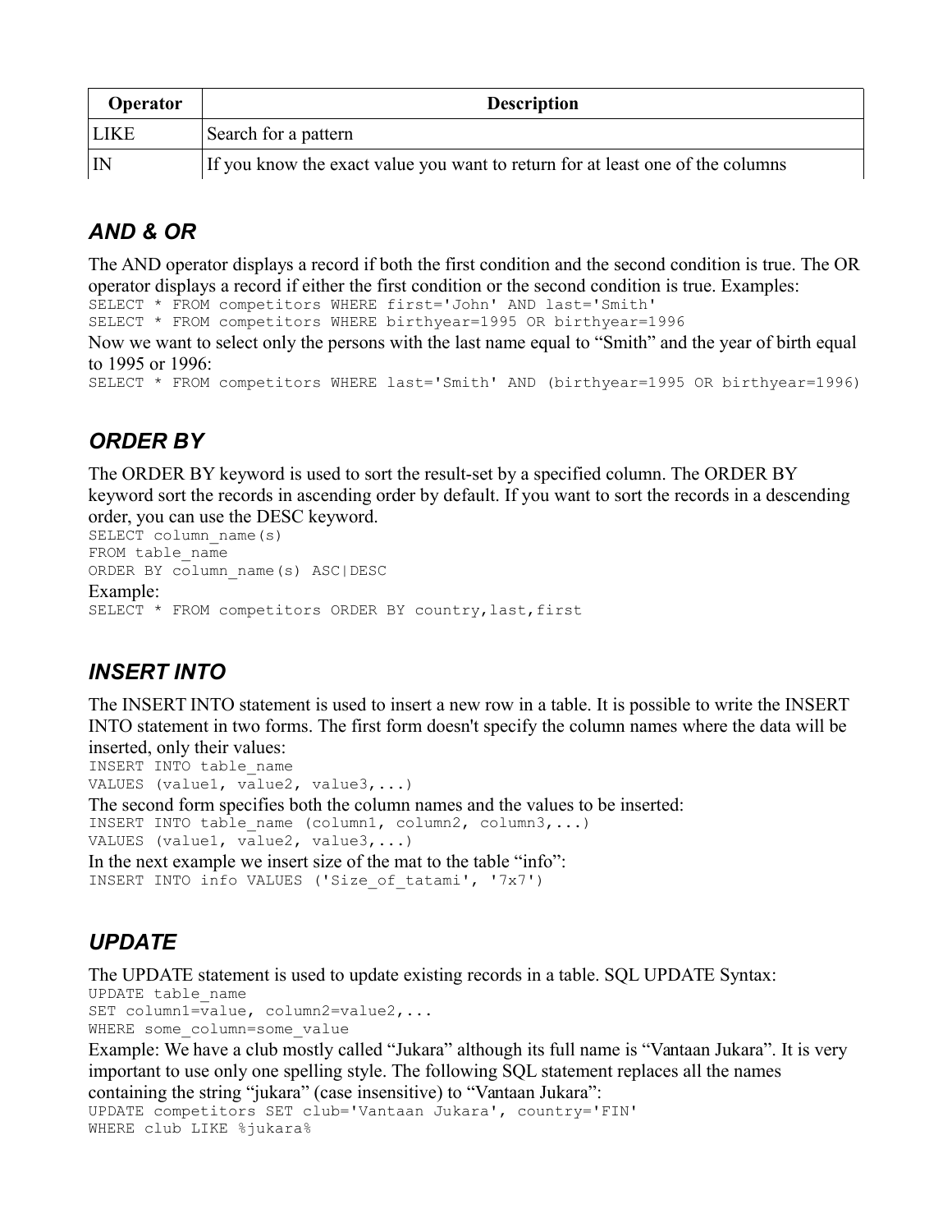| Operator | Description |
|---|---|
| LIKE | Search for a pattern |
| IN | If you know the exact value you want to return for at least one of the columns |

### *AND & OR*

The AND operator displays a record if both the first condition and the second condition is true. The OR operator displays a record if either the first condition or the second condition is true. Examples:

```
SELECT * FROM competitors WHERE first='John' AND last='Smith'
SELECT * FROM competitors WHERE birthyear=1995 OR birthyear=1996
```

Now we want to select only the persons with the last name equal to "Smith" and the year of birth equal to 1995 or 1996:

```
SELECT * FROM competitors WHERE last='Smith' AND (birthyear=1995 OR birthyear=1996)
```

### *ORDER BY*

The ORDER BY keyword is used to sort the result-set by a specified column. The ORDER BY keyword sort the records in ascending order by default. If you want to sort the records in a descending order, you can use the DESC keyword.

```
SELECT column_name(s)
FROM table_name
ORDER BY column_name(s) ASC|DESC
```

Example:

```
SELECT * FROM competitors ORDER BY country,last,first
```

### *INSERT INTO*

The INSERT INTO statement is used to insert a new row in a table. It is possible to write the INSERT INTO statement in two forms. The first form doesn't specify the column names where the data will be inserted, only their values:

```
INSERT INTO table_name
VALUES (value1, value2, value3,...)
```

The second form specifies both the column names and the values to be inserted:

```
INSERT INTO table_name (column1, column2, column3,...)
VALUES (value1, value2, value3,...)
```

In the next example we insert size of the mat to the table "info":

```
INSERT INTO info VALUES ('Size_of_tatami', '7x7')
```

### *UPDATE*

The UPDATE statement is used to update existing records in a table. SQL UPDATE Syntax:

```
UPDATE table_name
SET column1=value, column2=value2,...
WHERE some_column=some_value
```

Example: We have a club mostly called "Jukara" although its full name is "Vantaan Jukara". It is very important to use only one spelling style. The following SQL statement replaces all the names containing the string "jukara" (case insensitive) to "Vantaan Jukara":

```
UPDATE competitors SET club='Vantaan Jukara', country='FIN'
WHERE club LIKE %jukara%
```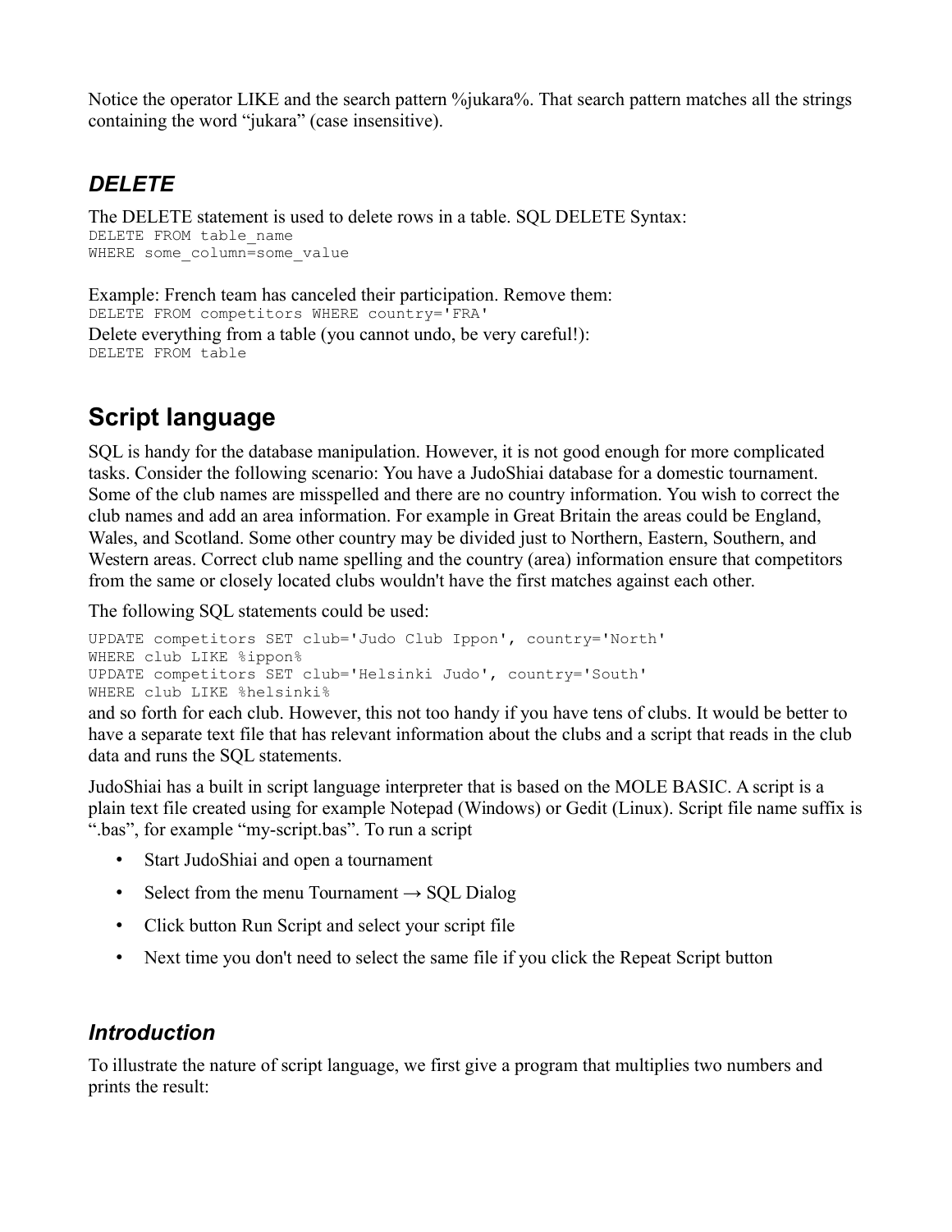Notice the operator LIKE and the search pattern %jukara%. That search pattern matches all the strings containing the word "jukara" (case insensitive).

### *DELETE*

The DELETE statement is used to delete rows in a table. SQL DELETE Syntax:

```
DELETE FROM table_name
WHERE some_column=some_value
```

Example: French team has canceled their participation. Remove them:

```
DELETE FROM competitors WHERE country='FRA'
```

Delete everything from a table (you cannot undo, be very careful!):

```
DELETE FROM table
```

## Script language

SQL is handy for the database manipulation. However, it is not good enough for more complicated tasks. Consider the following scenario: You have a JudoShiai database for a domestic tournament. Some of the club names are misspelled and there are no country information. You wish to correct the club names and add an area information. For example in Great Britain the areas could be England, Wales, and Scotland. Some other country may be divided just to Northern, Eastern, Southern, and Western areas. Correct club name spelling and the country (area) information ensure that competitors from the same or closely located clubs wouldn't have the first matches against each other.

The following SQL statements could be used:

```
UPDATE competitors SET club='Judo Club Ippon', country='North'
WHERE club LIKE %ippon%
UPDATE competitors SET club='Helsinki Judo', country='South'
WHERE club LIKE %helsinki%
```

and so forth for each club. However, this not too handy if you have tens of clubs. It would be better to have a separate text file that has relevant information about the clubs and a script that reads in the club data and runs the SQL statements.

JudoShiai has a built in script language interpreter that is based on the MOLE BASIC. A script is a plain text file created using for example Notepad (Windows) or Gedit (Linux). Script file name suffix is ".bas", for example "my-script.bas". To run a script

- Start JudoShiai and open a tournament
- Select from the menu Tournament → SQL Dialog
- Click button Run Script and select your script file
- Next time you don't need to select the same file if you click the Repeat Script button

### *Introduction*

To illustrate the nature of script language, we first give a program that multiplies two numbers and prints the result: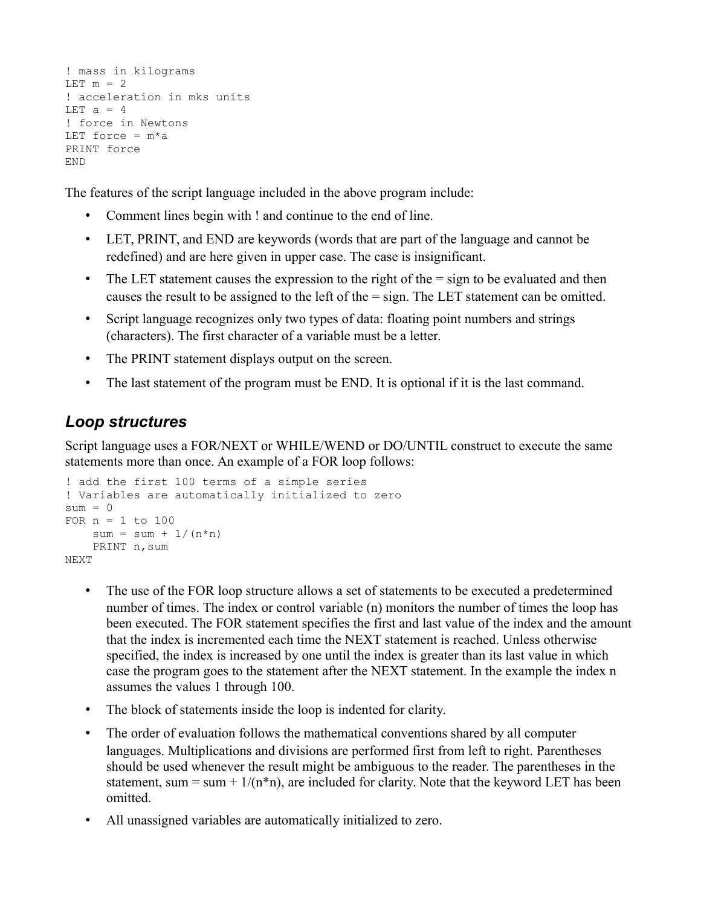```
! mass in kilograms
LET m = 2
! acceleration in mks units
LET a = 4
! force in Newtons
LET force = m*a
PRINT force
END
```

The features of the script language included in the above program include:

- Comment lines begin with ! and continue to the end of line.
- LET, PRINT, and END are keywords (words that are part of the language and cannot be redefined) and are here given in upper case. The case is insignificant.
- The LET statement causes the expression to the right of the = sign to be evaluated and then causes the result to be assigned to the left of the = sign. The LET statement can be omitted.
- Script language recognizes only two types of data: floating point numbers and strings (characters). The first character of a variable must be a letter.
- The PRINT statement displays output on the screen.
- The last statement of the program must be END. It is optional if it is the last command.

## *Loop structures*

Script language uses a FOR/NEXT or WHILE/WEND or DO/UNTIL construct to execute the same statements more than once. An example of a FOR loop follows:

```
! add the first 100 terms of a simple series
! Variables are automatically initialized to zero
sum = 0
FOR n = 1 to 100
    sum = sum + 1/(n*n)
    PRINT n,sum
NEXT
```

- The use of the FOR loop structure allows a set of statements to be executed a predetermined number of times. The index or control variable (n) monitors the number of times the loop has been executed. The FOR statement specifies the first and last value of the index and the amount that the index is incremented each time the NEXT statement is reached. Unless otherwise specified, the index is increased by one until the index is greater than its last value in which case the program goes to the statement after the NEXT statement. In the example the index n assumes the values 1 through 100.
- The block of statements inside the loop is indented for clarity.
- The order of evaluation follows the mathematical conventions shared by all computer languages. Multiplications and divisions are performed first from left to right. Parentheses should be used whenever the result might be ambiguous to the reader. The parentheses in the statement, sum = sum + 1/(n*n), are included for clarity. Note that the keyword LET has been omitted.
- All unassigned variables are automatically initialized to zero.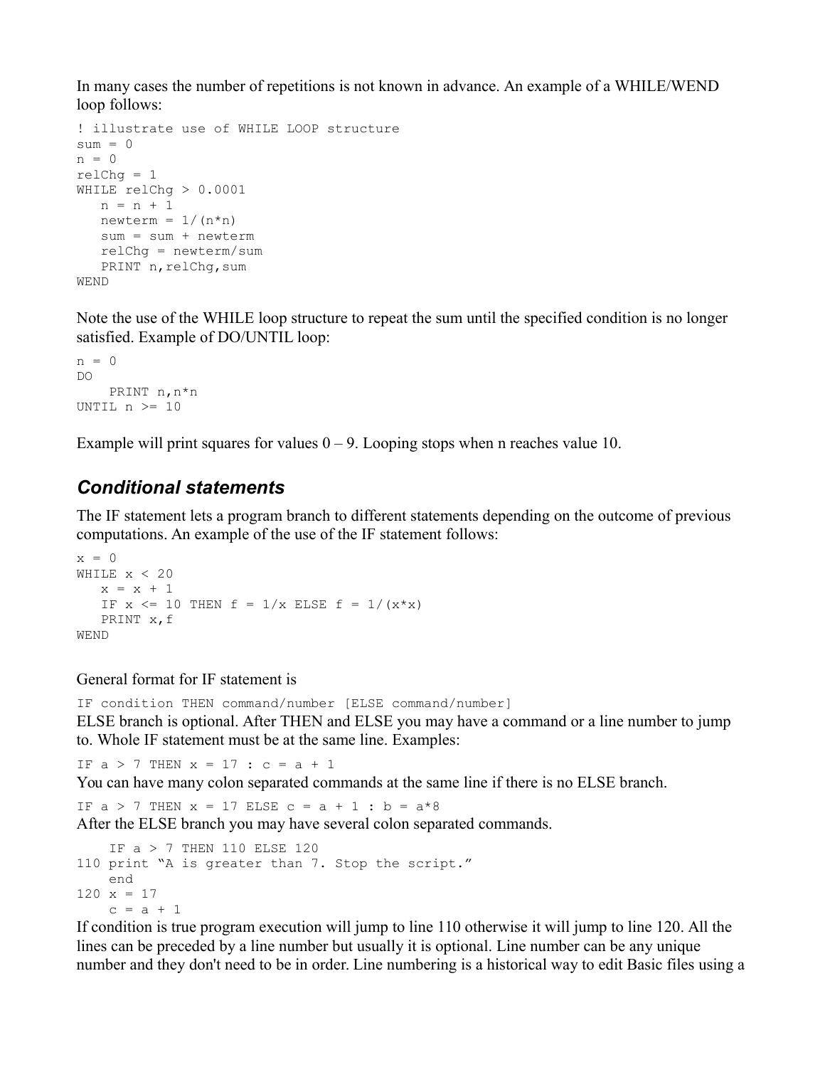In many cases the number of repetitions is not known in advance. An example of a WHILE/WEND loop follows:

```
! illustrate use of WHILE LOOP structure
sum = 0
n = 0
relChg = 1
WHILE relChg > 0.0001
   n = n + 1
   newterm = 1/(n*n)
   sum = sum + newterm
   relChg = newterm/sum
   PRINT n,relChg,sum
WEND
```

Note the use of the WHILE loop structure to repeat the sum until the specified condition is no longer satisfied. Example of DO/UNTIL loop:

```
n = 0
DO
    PRINT n,n*n
UNTIL n >= 10
```

Example will print squares for values 0 – 9. Looping stops when n reaches value 10.

## *Conditional statements*

The IF statement lets a program branch to different statements depending on the outcome of previous computations. An example of the use of the IF statement follows:

```
x = 0
WHILE x < 20
   x = x + 1
   IF x <= 10 THEN f = 1/x ELSE f = 1/(x*x)
   PRINT x,f
WEND
```

General format for IF statement is

```
IF condition THEN command/number [ELSE command/number]
```

ELSE branch is optional. After THEN and ELSE you may have a command or a line number to jump to. Whole IF statement must be at the same line. Examples:

```
IF a > 7 THEN x = 17 : c = a + 1
```

You can have many colon separated commands at the same line if there is no ELSE branch.

```
IF a > 7 THEN x = 17 ELSE c = a + 1 : b = a*8
```

After the ELSE branch you may have several colon separated commands.

```
    IF a > 7 THEN 110 ELSE 120
110 print "A is greater than 7. Stop the script."
    end
120 x = 17
    c = a + 1
```

If condition is true program execution will jump to line 110 otherwise it will jump to line 120. All the lines can be preceded by a line number but usually it is optional. Line number can be any unique number and they don't need to be in order. Line numbering is a historical way to edit Basic files using a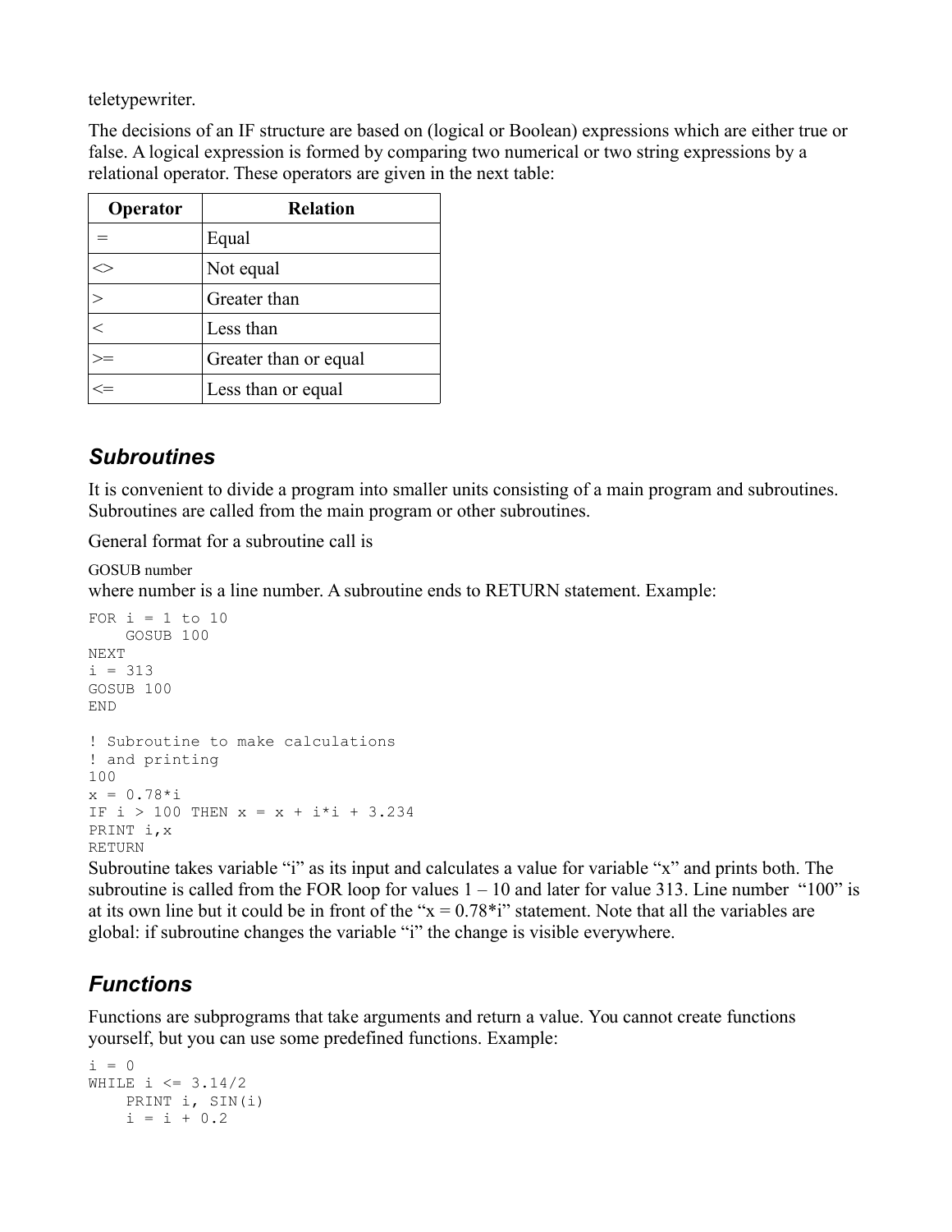teletypewriter.

The decisions of an IF structure are based on (logical or Boolean) expressions which are either true or false. A logical expression is formed by comparing two numerical or two string expressions by a relational operator. These operators are given in the next table:

| Operator | Relation |
|---|---|
| = | Equal |
| <> | Not equal |
| > | Greater than |
| < | Less than |
| >= | Greater than or equal |
| <= | Less than or equal |

## *Subroutines*

It is convenient to divide a program into smaller units consisting of a main program and subroutines. Subroutines are called from the main program or other subroutines.

General format for a subroutine call is

GOSUB number

where number is a line number. A subroutine ends to RETURN statement. Example:

```
FOR i = 1 to 10
    GOSUB 100
NEXT
i = 313
GOSUB 100
END

! Subroutine to make calculations
! and printing
100
x = 0.78*i
IF i > 100 THEN x = x + i*i + 3.234
PRINT i,x
RETURN
```

Subroutine takes variable "i" as its input and calculates a value for variable "x" and prints both. The subroutine is called from the FOR loop for values 1 – 10 and later for value 313. Line number "100" is at its own line but it could be in front of the "x = 0.78*i" statement. Note that all the variables are global: if subroutine changes the variable "i" the change is visible everywhere.

## *Functions*

Functions are subprograms that take arguments and return a value. You cannot create functions yourself, but you can use some predefined functions. Example:

```
i = 0
WHILE i <= 3.14/2
    PRINT i, SIN(i)
    i = i + 0.2
```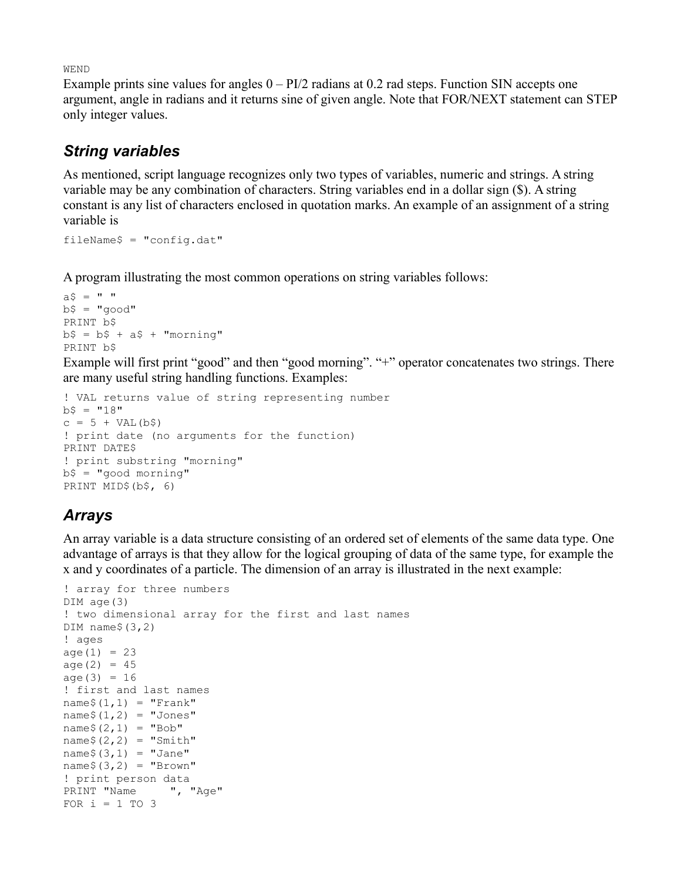```
WEND
```

Example prints sine values for angles 0 – PI/2 radians at 0.2 rad steps. Function SIN accepts one argument, angle in radians and it returns sine of given angle. Note that FOR/NEXT statement can STEP only integer values.

## *String variables*

As mentioned, script language recognizes only two types of variables, numeric and strings. A string variable may be any combination of characters. String variables end in a dollar sign ($). A string constant is any list of characters enclosed in quotation marks. An example of an assignment of a string variable is

```
fileName$ = "config.dat"
```

A program illustrating the most common operations on string variables follows:

```
a$ = " "
b$ = "good"
PRINT b$
b$ = b$ + a$ + "morning"
PRINT b$
```

Example will first print "good" and then "good morning". "+" operator concatenates two strings. There are many useful string handling functions. Examples:

```
! VAL returns value of string representing number
b$ = "18"
c = 5 + VAL(b$)
! print date (no arguments for the function)
PRINT DATE$
! print substring "morning"
b$ = "good morning"
PRINT MID$(b$, 6)
```

## *Arrays*

An array variable is a data structure consisting of an ordered set of elements of the same data type. One advantage of arrays is that they allow for the logical grouping of data of the same type, for example the x and y coordinates of a particle. The dimension of an array is illustrated in the next example:

```
! array for three numbers
DIM age(3)
! two dimensional array for the first and last names
DIM name$(3,2)
! ages
age(1) = 23
age(2) = 45
age(3) = 16
! first and last names
name$(1,1) = "Frank"
name$(1,2) = "Jones"
name$(2,1) = "Bob"
name$(2,2) = "Smith"
name$(3,1) = "Jane"
name$(3,2) = "Brown"
! print person data
PRINT "Name      ", "Age"
FOR i = 1 TO 3
```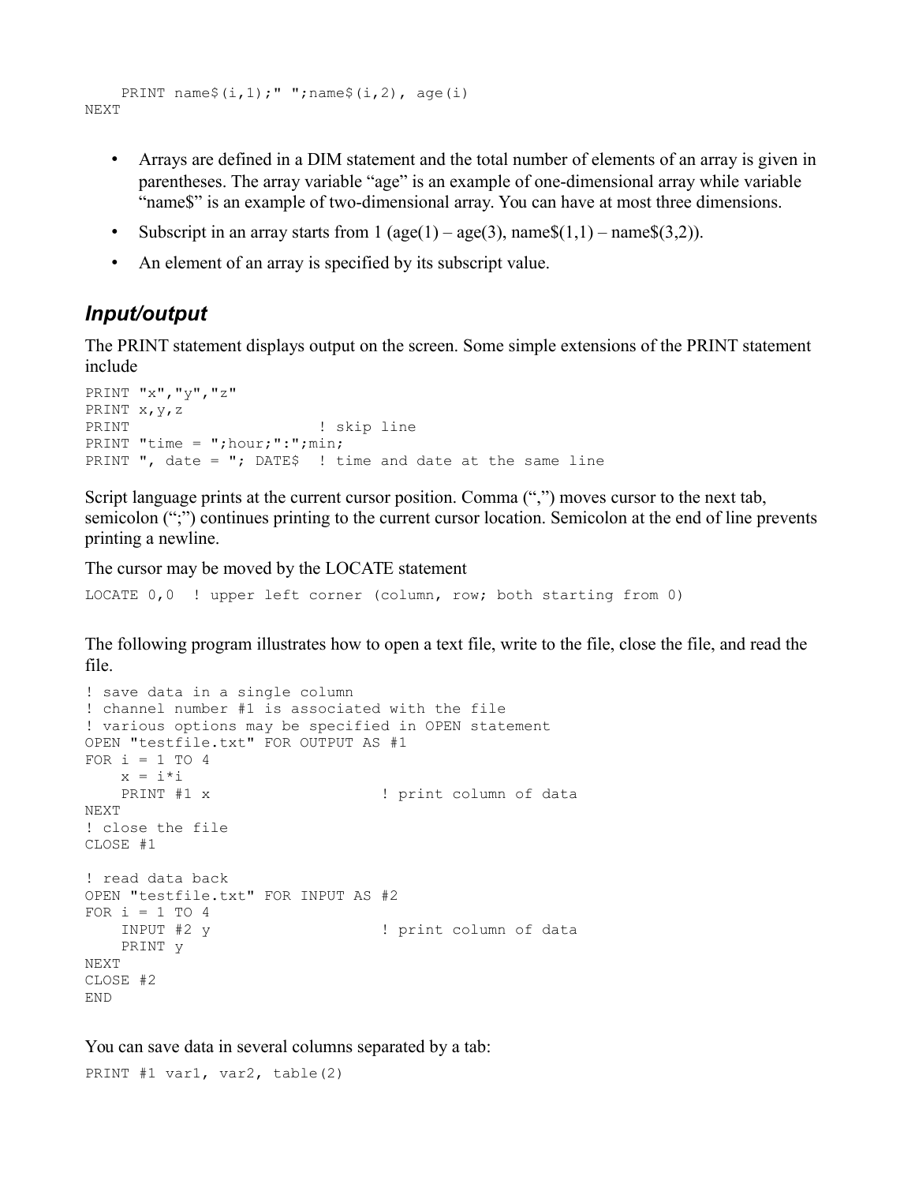```
    PRINT name$(i,1);" ";name$(i,2), age(i)
NEXT
```

- Arrays are defined in a DIM statement and the total number of elements of an array is given in parentheses. The array variable "age" is an example of one-dimensional array while variable "name$" is an example of two-dimensional array. You can have at most three dimensions.
- Subscript in an array starts from 1 (age(1) – age(3), name$(1,1) – name$(3,2)).
- An element of an array is specified by its subscript value.

## *Input/output*

The PRINT statement displays output on the screen. Some simple extensions of the PRINT statement include

```
PRINT "x","y","z"
PRINT x,y,z
PRINT                        ! skip line
PRINT "time = ";hour;":";min;
PRINT ", date = "; DATE$  ! time and date at the same line
```

Script language prints at the current cursor position. Comma (",") moves cursor to the next tab, semicolon (";") continues printing to the current cursor location. Semicolon at the end of line prevents printing a newline.

The cursor may be moved by the LOCATE statement

```
LOCATE 0,0  ! upper left corner (column, row; both starting from 0)
```

The following program illustrates how to open a text file, write to the file, close the file, and read the file.

```
! save data in a single column
! channel number #1 is associated with the file
! various options may be specified in OPEN statement
OPEN "testfile.txt" FOR OUTPUT AS #1
FOR i = 1 TO 4
    x = i*i
    PRINT #1 x                  ! print column of data
NEXT
! close the file
CLOSE #1

! read data back
OPEN "testfile.txt" FOR INPUT AS #2
FOR i = 1 TO 4
    INPUT #2 y                  ! print column of data
    PRINT y
NEXT
CLOSE #2
END
```

You can save data in several columns separated by a tab:

```
PRINT #1 var1, var2, table(2)
```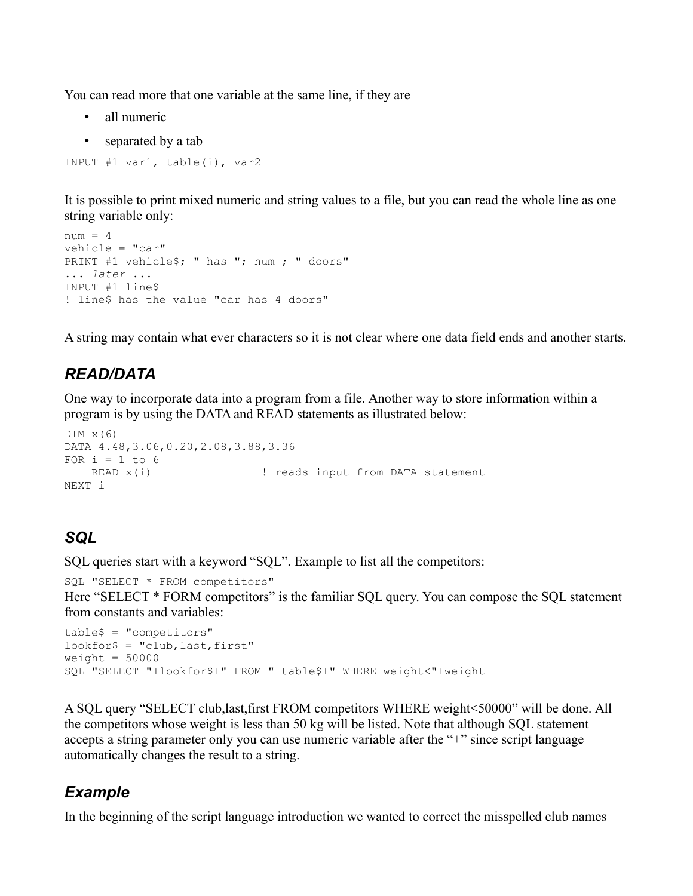You can read more that one variable at the same line, if they are

- all numeric
- separated by a tab

```
INPUT #1 var1, table(i), var2
```

It is possible to print mixed numeric and string values to a file, but you can read the whole line as one string variable only:

```
num = 4
vehicle = "car"
PRINT #1 vehicle$; " has "; num ; " doors"
... later ...
INPUT #1 line$
! line$ has the value "car has 4 doors"
```

A string may contain what ever characters so it is not clear where one data field ends and another starts.

## *READ/DATA*

One way to incorporate data into a program from a file. Another way to store information within a program is by using the DATA and READ statements as illustrated below:

```
DIM x(6)
DATA 4.48,3.06,0.20,2.08,3.88,3.36
FOR i = 1 to 6
    READ x(i)                ! reads input from DATA statement
NEXT i
```

## *SQL*

SQL queries start with a keyword “SQL”. Example to list all the competitors:

```
SQL "SELECT * FROM competitors"
```

Here “SELECT * FORM competitors” is the familiar SQL query. You can compose the SQL statement from constants and variables:

```
table$ = "competitors"
lookfor$ = "club,last,first"
weight = 50000
SQL "SELECT "+lookfor$+" FROM "+table$+" WHERE weight<"+weight
```

A SQL query “SELECT club,last,first FROM competitors WHERE weight<50000” will be done. All the competitors whose weight is less than 50 kg will be listed. Note that although SQL statement accepts a string parameter only you can use numeric variable after the “+” since script language automatically changes the result to a string.

## *Example*

In the beginning of the script language introduction we wanted to correct the misspelled club names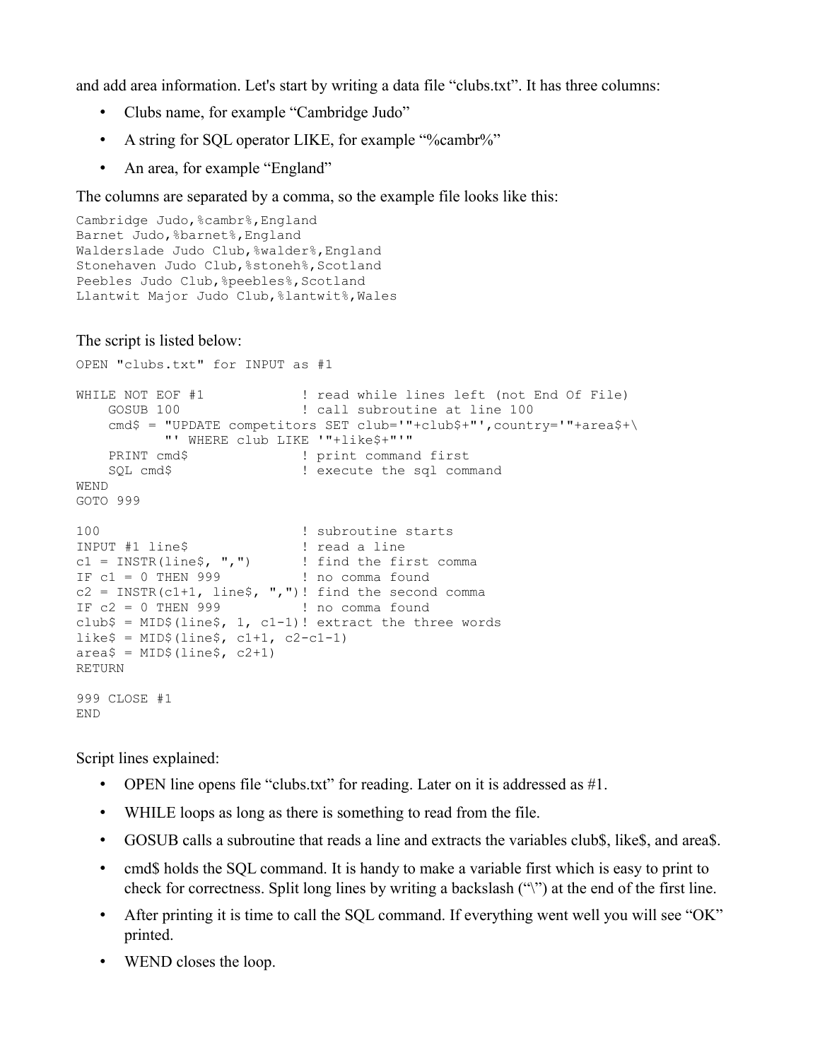and add area information. Let's start by writing a data file "clubs.txt". It has three columns:

- Clubs name, for example "Cambridge Judo"
- A string for SQL operator LIKE, for example "%cambr%"
- An area, for example "England"

The columns are separated by a comma, so the example file looks like this:

```
Cambridge Judo,%cambr%,England
Barnet Judo,%barnet%,England
Walderslade Judo Club,%walder%,England
Stonehaven Judo Club,%stoneh%,Scotland
Peebles Judo Club,%peebles%,Scotland
Llantwit Major Judo Club,%lantwit%,Wales
```

The script is listed below:

```
OPEN "clubs.txt" for INPUT as #1

WHILE NOT EOF #1            ! read while lines left (not End Of File)
    GOSUB 100               ! call subroutine at line 100
    cmd$ = "UPDATE competitors SET club='"+club$+"',country='"+area$+\
           "' WHERE club LIKE '"+like$+"'"
    PRINT cmd$              ! print command first
    SQL cmd$                ! execute the sql command
WEND
GOTO 999

100                         ! subroutine starts
INPUT #1 line$              ! read a line
c1 = INSTR(line$, ",")      ! find the first comma
IF c1 = 0 THEN 999          ! no comma found
c2 = INSTR(c1+1, line$, ",")! find the second comma
IF c2 = 0 THEN 999          ! no comma found
club$ = MID$(line$, 1, c1-1)! extract the three words
like$ = MID$(line$, c1+1, c2-c1-1)
area$ = MID$(line$, c2+1)
RETURN

999 CLOSE #1
END
```

Script lines explained:

- OPEN line opens file "clubs.txt" for reading. Later on it is addressed as #1.
- WHILE loops as long as there is something to read from the file.
- GOSUB calls a subroutine that reads a line and extracts the variables club$, like$, and area$.
- cmd$ holds the SQL command. It is handy to make a variable first which is easy to print to check for correctness. Split long lines by writing a backslash ("\") at the end of the first line.
- After printing it is time to call the SQL command. If everything went well you will see "OK" printed.
- WEND closes the loop.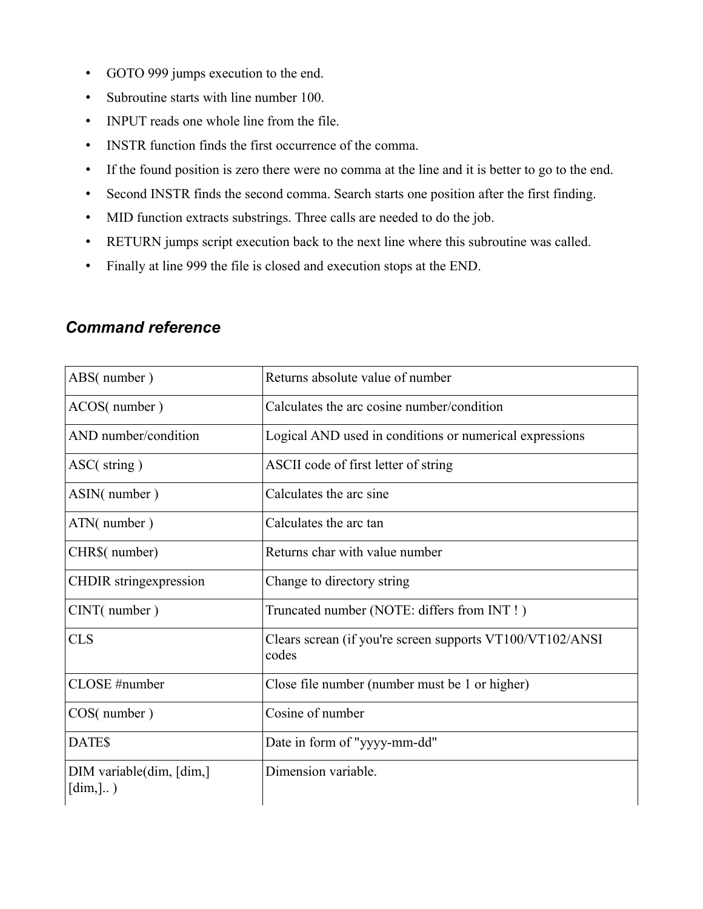- GOTO 999 jumps execution to the end.
- Subroutine starts with line number 100.
- INPUT reads one whole line from the file.
- INSTR function finds the first occurrence of the comma.
- If the found position is zero there were no comma at the line and it is better to go to the end.
- Second INSTR finds the second comma. Search starts one position after the first finding.
- MID function extracts substrings. Three calls are needed to do the job.
- RETURN jumps script execution back to the next line where this subroutine was called.
- Finally at line 999 the file is closed and execution stops at the END.

### *Command reference*

| | |
|---|---|
| ABS( number ) | Returns absolute value of number |
| ACOS( number ) | Calculates the arc cosine number/condition |
| AND number/condition | Logical AND used in conditions or numerical expressions |
| ASC( string ) | ASCII code of first letter of string |
| ASIN( number ) | Calculates the arc sine |
| ATN( number ) | Calculates the arc tan |
| CHR$( number) | Returns char with value number |
| CHDIR stringexpression | Change to directory string |
| CINT( number ) | Truncated number (NOTE: differs from INT ! ) |
| CLS | Clears screan (if you're screen supports VT100/VT102/ANSI codes |
| CLOSE #number | Close file number (number must be 1 or higher) |
| COS( number ) | Cosine of number |
| DATE$ | Date in form of "yyyy-mm-dd" |
| DIM variable(dim, [dim,] [dim,].. ) | Dimension variable. |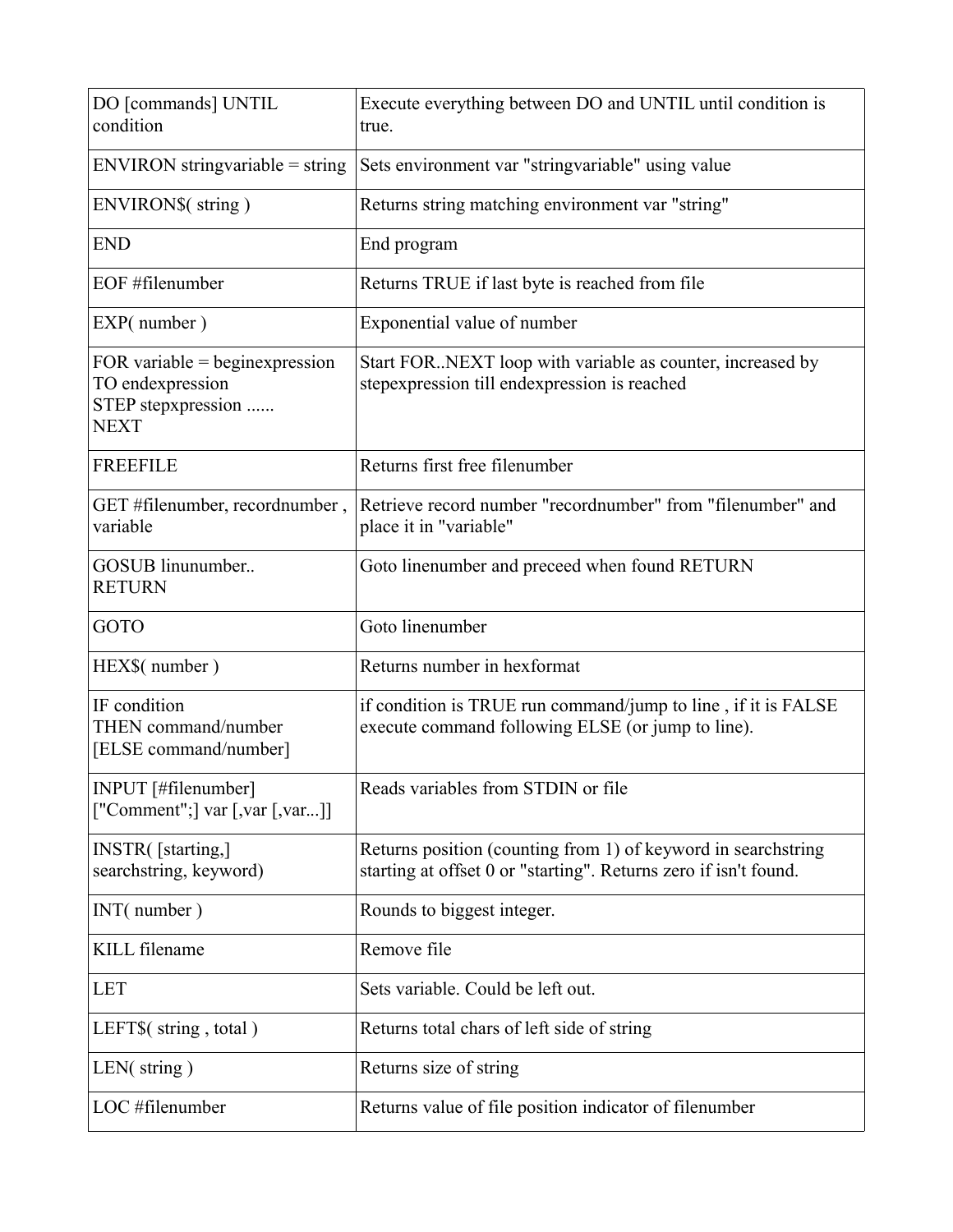| DO [commands] UNTIL condition | Execute everything between DO and UNTIL until condition is true. |
|---|---|
| ENVIRON stringvariable = string | Sets environment var "stringvariable" using value |
| ENVIRON$( string ) | Returns string matching environment var "string" |
| END | End program |
| EOF #filenumber | Returns TRUE if last byte is reached from file |
| EXP( number ) | Exponential value of number |
| FOR variable = beginexpression TO endexpression STEP stepxpression ...... NEXT | Start FOR..NEXT loop with variable as counter, increased by stepexpression till endexpression is reached |
| FREEFILE | Returns first free filenumber |
| GET #filenumber, recordnumber , variable | Retrieve record number "recordnumber" from "filenumber" and place it in "variable" |
| GOSUB linunumber.. RETURN | Goto linenumber and preceed when found RETURN |
| GOTO | Goto linenumber |
| HEX$( number ) | Returns number in hexformat |
| IF condition THEN command/number [ELSE command/number] | if condition is TRUE run command/jump to line , if it is FALSE execute command following ELSE (or jump to line). |
| INPUT [#filenumber] ["Comment";] var [,var [,var...]] | Reads variables from STDIN or file |
| INSTR( [starting,] searchstring, keyword) | Returns position (counting from 1) of keyword in searchstring starting at offset 0 or "starting". Returns zero if isn't found. |
| INT( number ) | Rounds to biggest integer. |
| KILL filename | Remove file |
| LET | Sets variable. Could be left out. |
| LEFT$( string , total ) | Returns total chars of left side of string |
| LEN( string ) | Returns size of string |
| LOC #filenumber | Returns value of file position indicator of filenumber |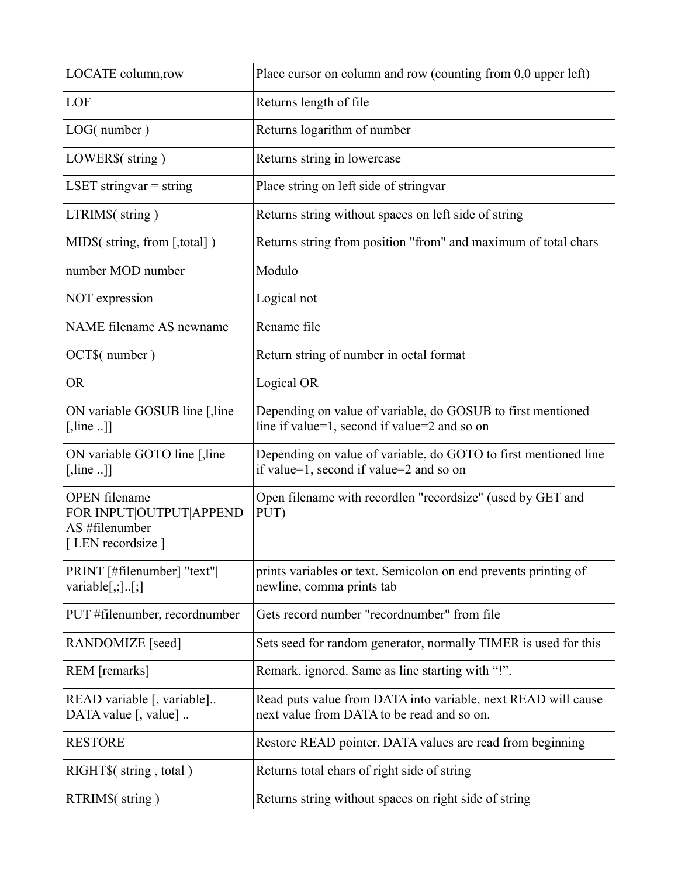| LOCATE column,row | Place cursor on column and row (counting from 0,0 upper left) |
|---|---|
| LOF | Returns length of file |
| LOG( number ) | Returns logarithm of number |
| LOWER$( string ) | Returns string in lowercase |
| LSET stringvar = string | Place string on left side of stringvar |
| LTRIM$( string ) | Returns string without spaces on left side of string |
| MID$( string, from [,total] ) | Returns string from position "from" and maximum of total chars |
| number MOD number | Modulo |
| NOT expression | Logical not |
| NAME filename AS newname | Rename file |
| OCT$( number ) | Return string of number in octal format |
| OR | Logical OR |
| ON variable GOSUB line [,line [,line ..]] | Depending on value of variable, do GOSUB to first mentioned line if value=1, second if value=2 and so on |
| ON variable GOTO line [,line [,line ..]] | Depending on value of variable, do GOTO to first mentioned line if value=1, second if value=2 and so on |
| OPEN filename FOR INPUT\|OUTPUT\|APPEND AS #filenumber [ LEN recordsize ] | Open filename with recordlen "recordsize" (used by GET and PUT) |
| PRINT [#filenumber] "text"\| variable[,;]..[;] | prints variables or text. Semicolon on end prevents printing of newline, comma prints tab |
| PUT #filenumber, recordnumber | Gets record number "recordnumber" from file |
| RANDOMIZE [seed] | Sets seed for random generator, normally TIMER is used for this |
| REM [remarks] | Remark, ignored. Same as line starting with "!". |
| READ variable [, variable].. DATA value [, value] .. | Read puts value from DATA into variable, next READ will cause next value from DATA to be read and so on. |
| RESTORE | Restore READ pointer. DATA values are read from beginning |
| RIGHT$( string , total ) | Returns total chars of right side of string |
| RTRIM$( string ) | Returns string without spaces on right side of string |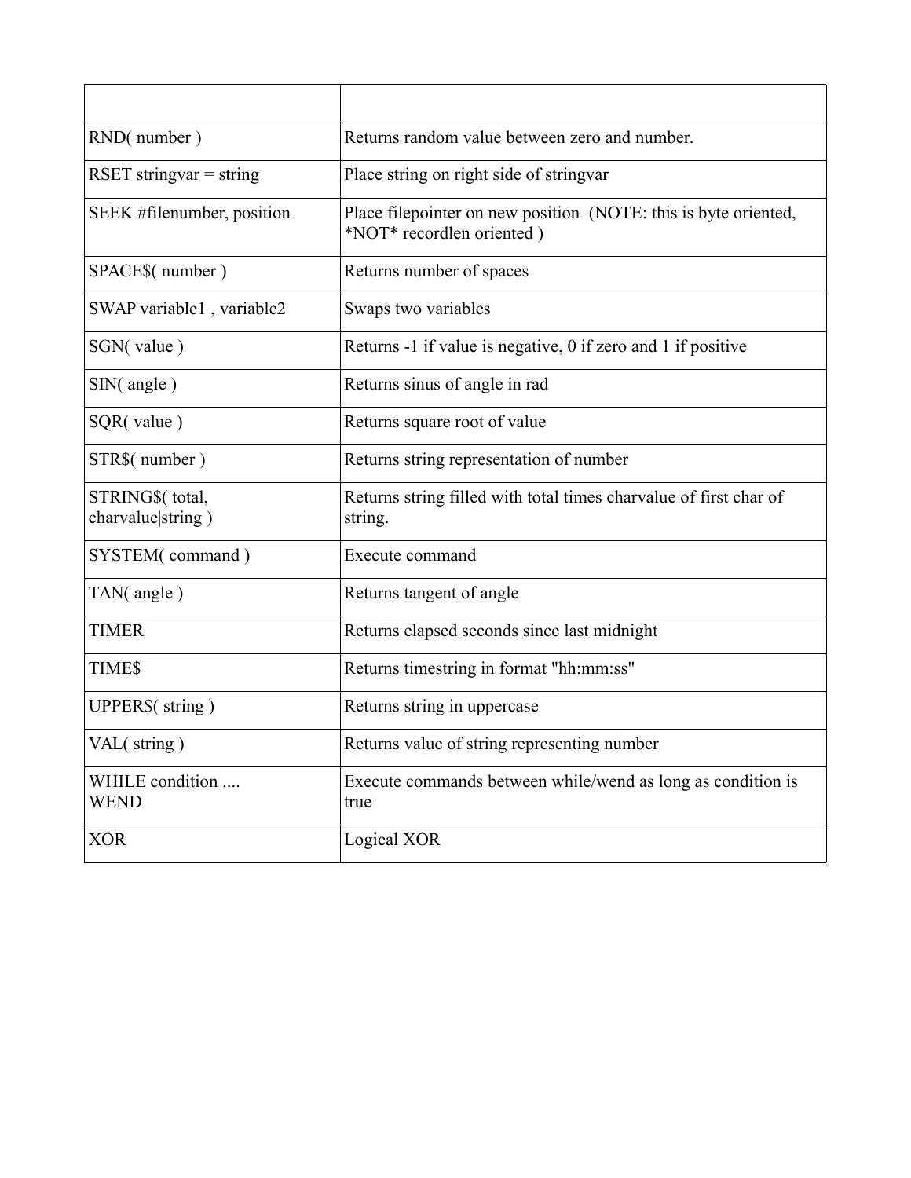| | |
|---|---|
| RND( number ) | Returns random value between zero and number. |
| RSET stringvar = string | Place string on right side of stringvar |
| SEEK #filenumber, position | Place filepointer on new position (NOTE: this is byte oriented, *NOT* recordlen oriented ) |
| SPACE$( number ) | Returns number of spaces |
| SWAP variable1 , variable2 | Swaps two variables |
| SGN( value ) | Returns -1 if value is negative, 0 if zero and 1 if positive |
| SIN( angle ) | Returns sinus of angle in rad |
| SQR( value ) | Returns square root of value |
| STR$( number ) | Returns string representation of number |
| STRING$( total, charvalue\|string ) | Returns string filled with total times charvalue of first char of string. |
| SYSTEM( command ) | Execute command |
| TAN( angle ) | Returns tangent of angle |
| TIMER | Returns elapsed seconds since last midnight |
| TIME$ | Returns timestring in format "hh:mm:ss" |
| UPPER$( string ) | Returns string in uppercase |
| VAL( string ) | Returns value of string representing number |
| WHILE condition .... WEND | Execute commands between while/wend as long as condition is true |
| XOR | Logical XOR |